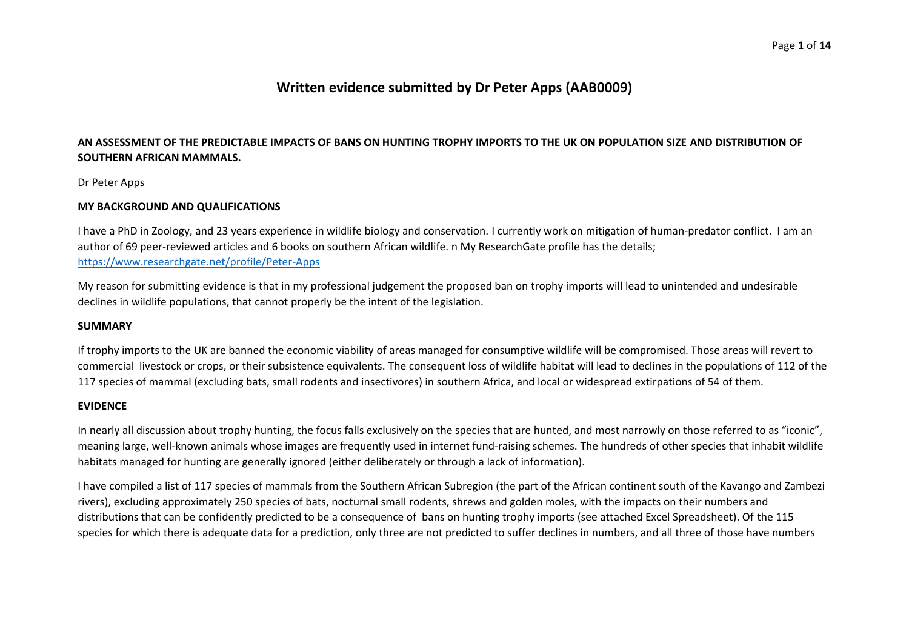# Written evidence submitted by Dr Peter Apps (AAB0009)

## AN ASSESSMENT OF THE PREDICTABLE IMPACTS OF BANS ON HUNTING TROPHY IMPORTS TO THE UK ON POPULATION SIZE AND DISTRIBUTION OF SOUTHERN AFRICAN MAMMALS.

Dr Peter Apps

### MY BACKGROUND AND QUALIFICATIONS

I have a PhD in Zoology, and 23 years experience in wildlife biology and conservation. I currently work on mitigation of human-predator conflict. I am an author of 69 peer-reviewed articles and 6 books on southern African wildlife. n My ResearchGate profile has the details; https://www.researchgate.net/profile/Peter-Apps

My reason for submitting evidence is that in my professional judgement the proposed ban on trophy imports will lead to unintended and undesirable declines in wildlife populations, that cannot properly be the intent of the legislation.

### SUMMARY

If trophy imports to the UK are banned the economic viability of areas managed for consumptive wildlife will be compromised. Those areas will revert to commercial livestock or crops, or their subsistence equivalents. The consequent loss of wildlife habitat will lead to declines in the populations of 112 of the 117 species of mammal (excluding bats, small rodents and insectivores) in southern Africa, and local or widespread extirpations of 54 of them.

### EVIDENCE

In nearly all discussion about trophy hunting, the focus falls exclusively on the species that are hunted, and most narrowly on those referred to as "iconic", meaning large, well-known animals whose images are frequently used in internet fund-raising schemes. The hundreds of other species that inhabit wildlife habitats managed for hunting are generally ignored (either deliberately or through a lack of information).

I have compiled a list of 117 species of mammals from the Southern African Subregion (the part of the African continent south of the Kavango and Zambezi rivers), excluding approximately 250 species of bats, nocturnal small rodents, shrews and golden moles, with the impacts on their numbers and distributions that can be confidently predicted to be a consequence of bans on hunting trophy imports (see attached Excel Spreadsheet). Of the 115 species for which there is adequate data for a prediction, only three are not predicted to suffer declines in numbers, and all three of those have numbers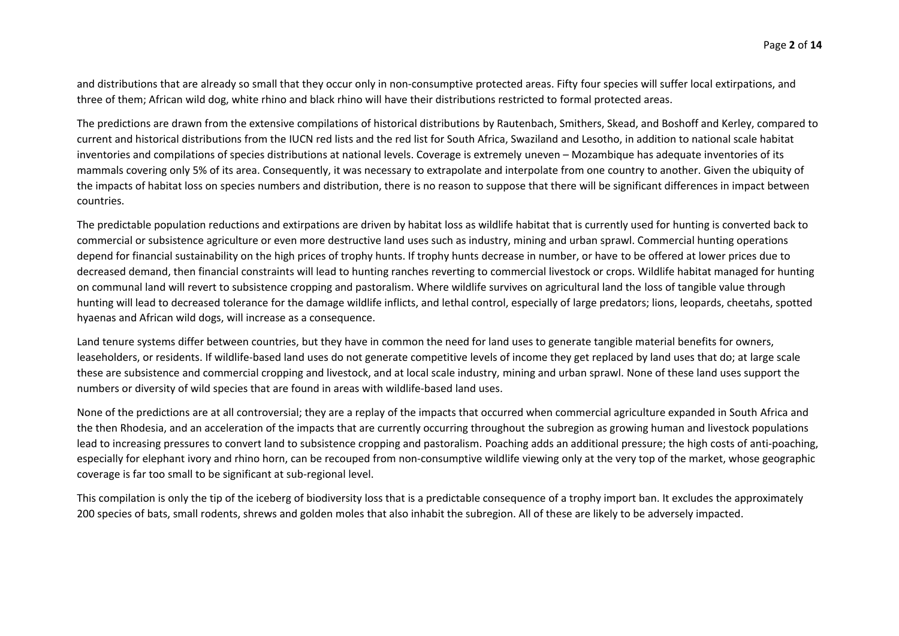and distributions that are already so small that they occur only in non-consumptive protected areas. Fifty four species will suffer local extirpations, and three of them; African wild dog, white rhino and black rhino will have their distributions restricted to formal protected areas.

The predictions are drawn from the extensive compilations of historical distributions by Rautenbach, Smithers, Skead, and Boshoff and Kerley, compared to current and historical distributions from the IUCN red lists and the red list for South Africa, Swaziland and Lesotho, in addition to national scale habitat inventories and compilations of species distributions at national levels. Coverage is extremely uneven – Mozambique has adequate inventories of its mammals covering only 5% of its area. Consequently, it was necessary to extrapolate and interpolate from one country to another. Given the ubiquity of the impacts of habitat loss on species numbers and distribution, there is no reason to suppose that there will be significant differences in impact between countries.

The predictable population reductions and extirpations are driven by habitat loss as wildlife habitat that is currently used for hunting is converted back to commercial or subsistence agriculture or even more destructive land uses such as industry, mining and urban sprawl. Commercial hunting operations depend for financial sustainability on the high prices of trophy hunts. If trophy hunts decrease in number, or have to be offered at lower prices due to decreased demand, then financial constraints will lead to hunting ranches reverting to commercial livestock or crops. Wildlife habitat managed for hunting on communal land will revert to subsistence cropping and pastoralism. Where wildlife survives on agricultural land the loss of tangible value through hunting will lead to decreased tolerance for the damage wildlife inflicts, and lethal control, especially of large predators; lions, leopards, cheetahs, spotted hyaenas and African wild dogs, will increase as a consequence.

Land tenure systems differ between countries, but they have in common the need for land uses to generate tangible material benefits for owners, leaseholders, or residents. If wildlife-based land uses do not generate competitive levels of income they get replaced by land uses that do; at large scale these are subsistence and commercial cropping and livestock, and at local scale industry, mining and urban sprawl. None of these land uses support the numbers or diversity of wild species that are found in areas with wildlife-based land uses.

None of the predictions are at all controversial; they are a replay of the impacts that occurred when commercial agriculture expanded in South Africa and the then Rhodesia, and an acceleration of the impacts that are currently occurring throughout the subregion as growing human and livestock populations lead to increasing pressures to convert land to subsistence cropping and pastoralism. Poaching adds an additional pressure; the high costs of anti-poaching, especially for elephant ivory and rhino horn, can be recouped from non-consumptive wildlife viewing only at the very top of the market, whose geographic coverage is far too small to be significant at sub-regional level.

This compilation is only the tip of the iceberg of biodiversity loss that is a predictable consequence of a trophy import ban. It excludes the approximately 200 species of bats, small rodents, shrews and golden moles that also inhabit the subregion. All of these are likely to be adversely impacted.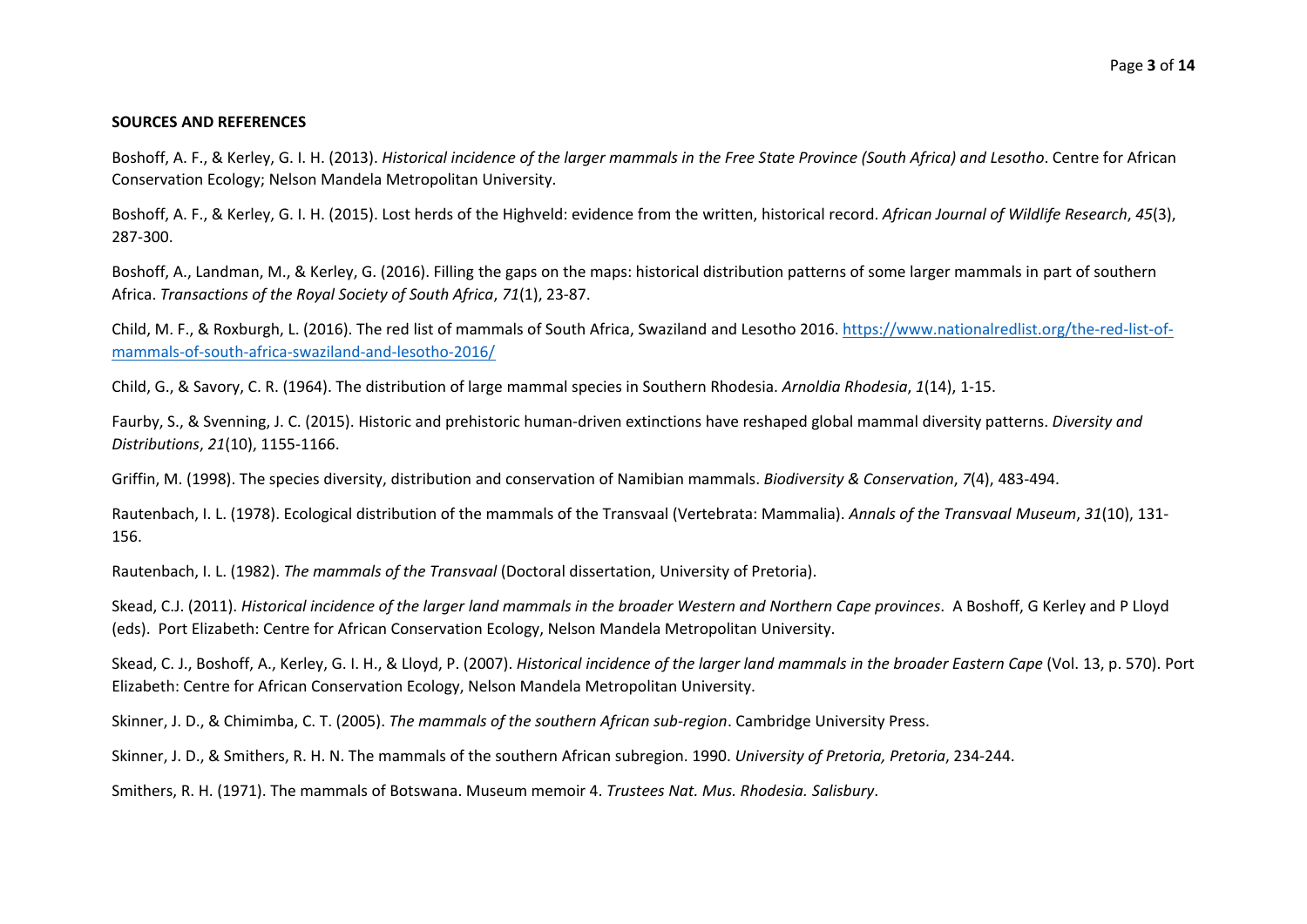**SOURCES AND REFERENCES**

Boshoff, A. F., & Kerley, G. I. H. (2013). *Historical incidence of the larger mammals in the Free State Province (South Africa) and Lesotho*. Centre for African Conservation Ecology; Nelson Mandela Metropolitan University.

Boshoff, A. F., & Kerley, G. I. H. (2015). Lost herds of the Highveld: evidence from the written, historical record. *African Journal of Wildlife Research*, *45*(3), 287-300.

Boshoff, A., Landman, M., & Kerley, G. (2016). Filling the gaps on the maps: historical distribution patterns of some larger mammals in part of southern Africa. *Transactions of the Royal Society of South Africa*, *71*(1), 23-87.

Child, M. F., & Roxburgh, L. (2016). The red list of mammals of South Africa, Swaziland and Lesotho 2016. https://www.nationalredlist.org/the-red-list-of-mammals-of-south-africa-swaziland-and-lesotho-2016/

Child, G., & Savory, C. R. (1964). The distribution of large mammal species in Southern Rhodesia. *Arnoldia Rhodesia*, *1*(14), 1-15.

Faurby, S., & Svenning, J. C. (2015). Historic and prehistoric human-driven extinctions have reshaped global mammal diversity patterns. *Diversity and Distributions*, *21*(10), 1155-1166.

Griffin, M. (1998). The species diversity, distribution and conservation of Namibian mammals. *Biodiversity & Conservation*, *7*(4), 483-494.

Rautenbach, I. L. (1978). Ecological distribution of the mammals of the Transvaal (Vertebrata: Mammalia). *Annals of the Transvaal Museum*, *31*(10), 131-156.

Rautenbach, I. L. (1982). *The mammals of the Transvaal* (Doctoral dissertation, University of Pretoria).

Skead, C.J. (2011). *Historical incidence of the larger land mammals in the broader Western and Northern Cape provinces*. A Boshoff, G Kerley and P Lloyd (eds). Port Elizabeth: Centre for African Conservation Ecology, Nelson Mandela Metropolitan University.

Skead, C. J., Boshoff, A., Kerley, G. I. H., & Lloyd, P. (2007). *Historical incidence of the larger land mammals in the broader Eastern Cape* (Vol. 13, p. 570). Port Elizabeth: Centre for African Conservation Ecology, Nelson Mandela Metropolitan University.

Skinner, J. D., & Chimimba, C. T. (2005). *The mammals of the southern African sub-region*. Cambridge University Press.

Skinner, J. D., & Smithers, R. H. N. The mammals of the southern African subregion. 1990. *University of Pretoria, Pretoria*, 234-244.

Smithers, R. H. (1971). The mammals of Botswana. Museum memoir 4. *Trustees Nat. Mus. Rhodesia. Salisbury*.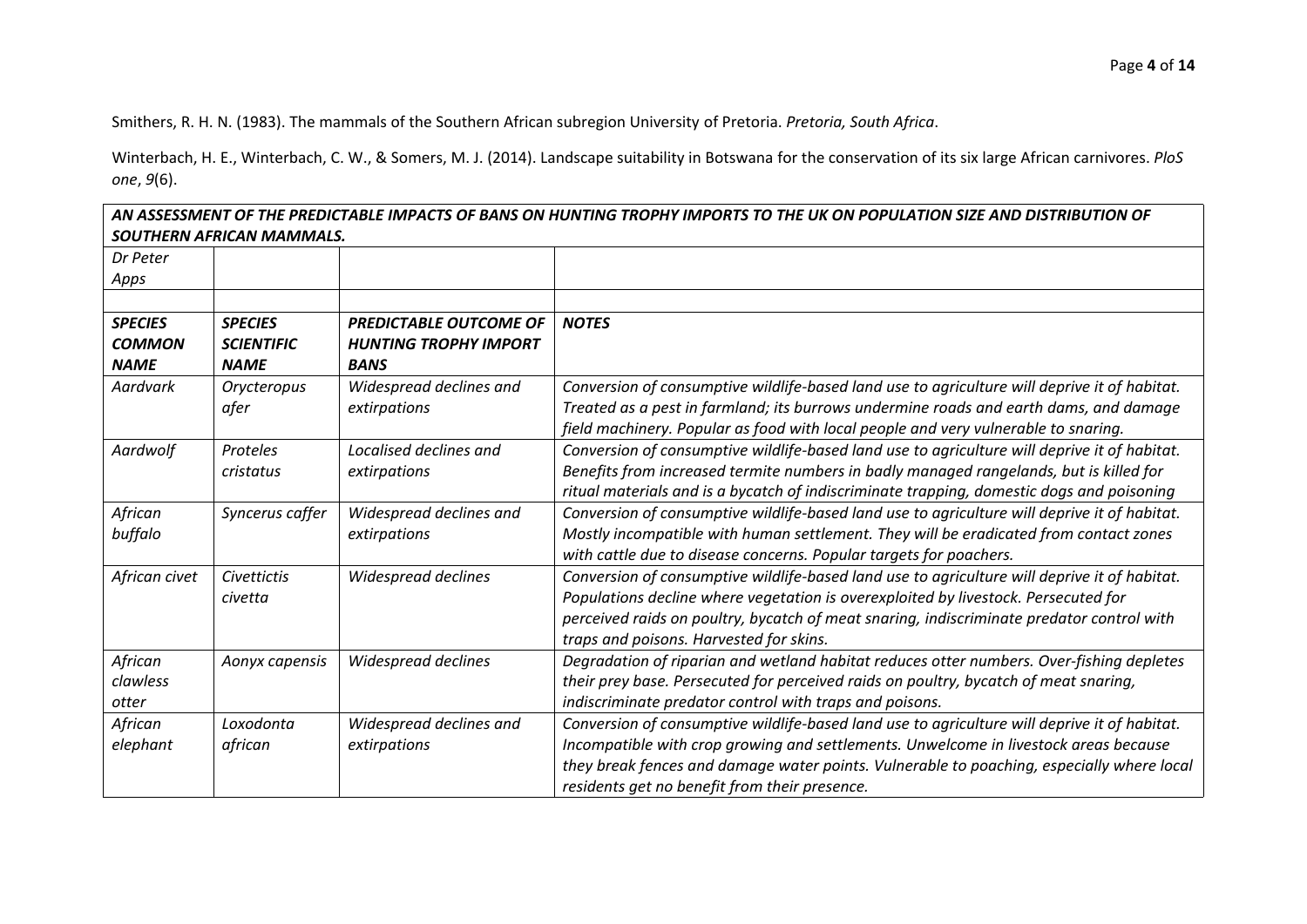Smithers, R. H. N. (1983). The mammals of the Southern African subregion University of Pretoria. *Pretoria, South Africa*.

Winterbach, H. E., Winterbach, C. W., & Somers, M. J. (2014). Landscape suitability in Botswana for the conservation of its six large African carnivores. *PloS one*, *9*(6).

| ***AN ASSESSMENT OF THE PREDICTABLE IMPACTS OF BANS ON HUNTING TROPHY IMPORTS TO THE UK ON POPULATION SIZE AND DISTRIBUTION OF SOUTHERN AFRICAN MAMMALS.*** | | | |
|---|---|---|---|
| *Dr Peter Apps* | | | |
| | | | |
| ***SPECIES COMMON NAME*** | ***SPECIES SCIENTIFIC NAME*** | ***PREDICTABLE OUTCOME OF HUNTING TROPHY IMPORT BANS*** | ***NOTES*** |
| *Aardvark* | *Orycteropus afer* | *Widespread declines and extirpations* | *Conversion of consumptive wildlife-based land use to agriculture will deprive it of habitat. Treated as a pest in farmland; its burrows undermine roads and earth dams, and damage field machinery. Popular as food with local people and very vulnerable to snaring.* |
| *Aardwolf* | *Proteles cristatus* | *Localised declines and extirpations* | *Conversion of consumptive wildlife-based land use to agriculture will deprive it of habitat. Benefits from increased termite numbers in badly managed rangelands, but is killed for ritual materials and is a bycatch of indiscriminate trapping, domestic dogs and poisoning* |
| *African buffalo* | *Syncerus caffer* | *Widespread declines and extirpations* | *Conversion of consumptive wildlife-based land use to agriculture will deprive it of habitat. Mostly incompatible with human settlement. They will be eradicated from contact zones with cattle due to disease concerns. Popular targets for poachers.* |
| *African civet* | *Civettictis civetta* | *Widespread declines* | *Conversion of consumptive wildlife-based land use to agriculture will deprive it of habitat. Populations decline where vegetation is overexploited by livestock. Persecuted for perceived raids on poultry, bycatch of meat snaring, indiscriminate predator control with traps and poisons. Harvested for skins.* |
| *African clawless otter* | *Aonyx capensis* | *Widespread declines* | *Degradation of riparian and wetland habitat reduces otter numbers. Over-fishing depletes their prey base. Persecuted for perceived raids on poultry, bycatch of meat snaring, indiscriminate predator control with traps and poisons.* |
| *African elephant* | *Loxodonta african* | *Widespread declines and extirpations* | *Conversion of consumptive wildlife-based land use to agriculture will deprive it of habitat. Incompatible with crop growing and settlements. Unwelcome in livestock areas because they break fences and damage water points. Vulnerable to poaching, especially where local residents get no benefit from their presence.* |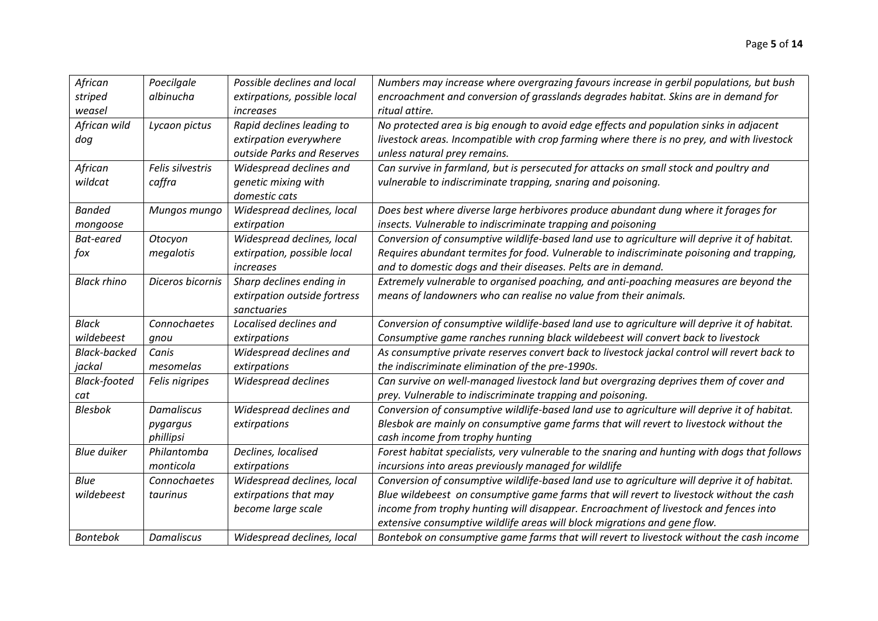| *African striped weasel* | *Poecilgale albinucha* | *Possible declines and local extirpations, possible local increases* | *Numbers may increase where overgrazing favours increase in gerbil populations, but bush encroachment and conversion of grasslands degrades habitat. Skins are in demand for ritual attire.* |
|---|---|---|---|
| *African wild dog* | *Lycaon pictus* | *Rapid declines leading to extirpation everywhere outside Parks and Reserves* | *No protected area is big enough to avoid edge effects and population sinks in adjacent livestock areas. Incompatible with crop farming where there is no prey, and with livestock unless natural prey remains.* |
| *African wildcat* | *Felis silvestris caffra* | *Widespread declines and genetic mixing with domestic cats* | *Can survive in farmland, but is persecuted for attacks on small stock and poultry and vulnerable to indiscriminate trapping, snaring and poisoning.* |
| *Banded mongoose* | *Mungos mungo* | *Widespread declines, local extirpation* | *Does best where diverse large herbivores produce abundant dung where it forages for insects. Vulnerable to indiscriminate trapping and poisoning* |
| *Bat-eared fox* | *Otocyon megalotis* | *Widespread declines, local extirpation, possible local increases* | *Conversion of consumptive wildlife-based land use to agriculture will deprive it of habitat. Requires abundant termites for food. Vulnerable to indiscriminate poisoning and trapping, and to domestic dogs and their diseases. Pelts are in demand.* |
| *Black rhino* | *Diceros bicornis* | *Sharp declines ending in extirpation outside fortress sanctuaries* | *Extremely vulnerable to organised poaching, and anti-poaching measures are beyond the means of landowners who can realise no value from their animals.* |
| *Black wildebeest* | *Connochaetes gnou* | *Localised declines and extirpations* | *Conversion of consumptive wildlife-based land use to agriculture will deprive it of habitat. Consumptive game ranches running black wildebeest will convert back to livestock* |
| *Black-backed jackal* | *Canis mesomelas* | *Widespread declines and extirpations* | *As consumptive private reserves convert back to livestock jackal control will revert back to the indiscriminate elimination of the pre-1990s.* |
| *Black-footed cat* | *Felis nigripes* | *Widespread declines* | *Can survive on well-managed livestock land but overgrazing deprives them of cover and prey. Vulnerable to indiscriminate trapping and poisoning.* |
| *Blesbok* | *Damaliscus pygargus phillipsi* | *Widespread declines and extirpations* | *Conversion of consumptive wildlife-based land use to agriculture will deprive it of habitat. Blesbok are mainly on consumptive game farms that will revert to livestock without the cash income from trophy hunting* |
| *Blue duiker* | *Philantomba monticola* | *Declines, localised extirpations* | *Forest habitat specialists, very vulnerable to the snaring and hunting with dogs that follows incursions into areas previously managed for wildlife* |
| *Blue wildebeest* | *Connochaetes taurinus* | *Widespread declines, local extirpations that may become large scale* | *Conversion of consumptive wildlife-based land use to agriculture will deprive it of habitat. Blue wildebeest on consumptive game farms that will revert to livestock without the cash income from trophy hunting will disappear. Encroachment of livestock and fences into extensive consumptive wildlife areas will block migrations and gene flow.* |
| *Bontebok* | *Damaliscus* | *Widespread declines, local* | *Bontebok on consumptive game farms that will revert to livestock without the cash income* |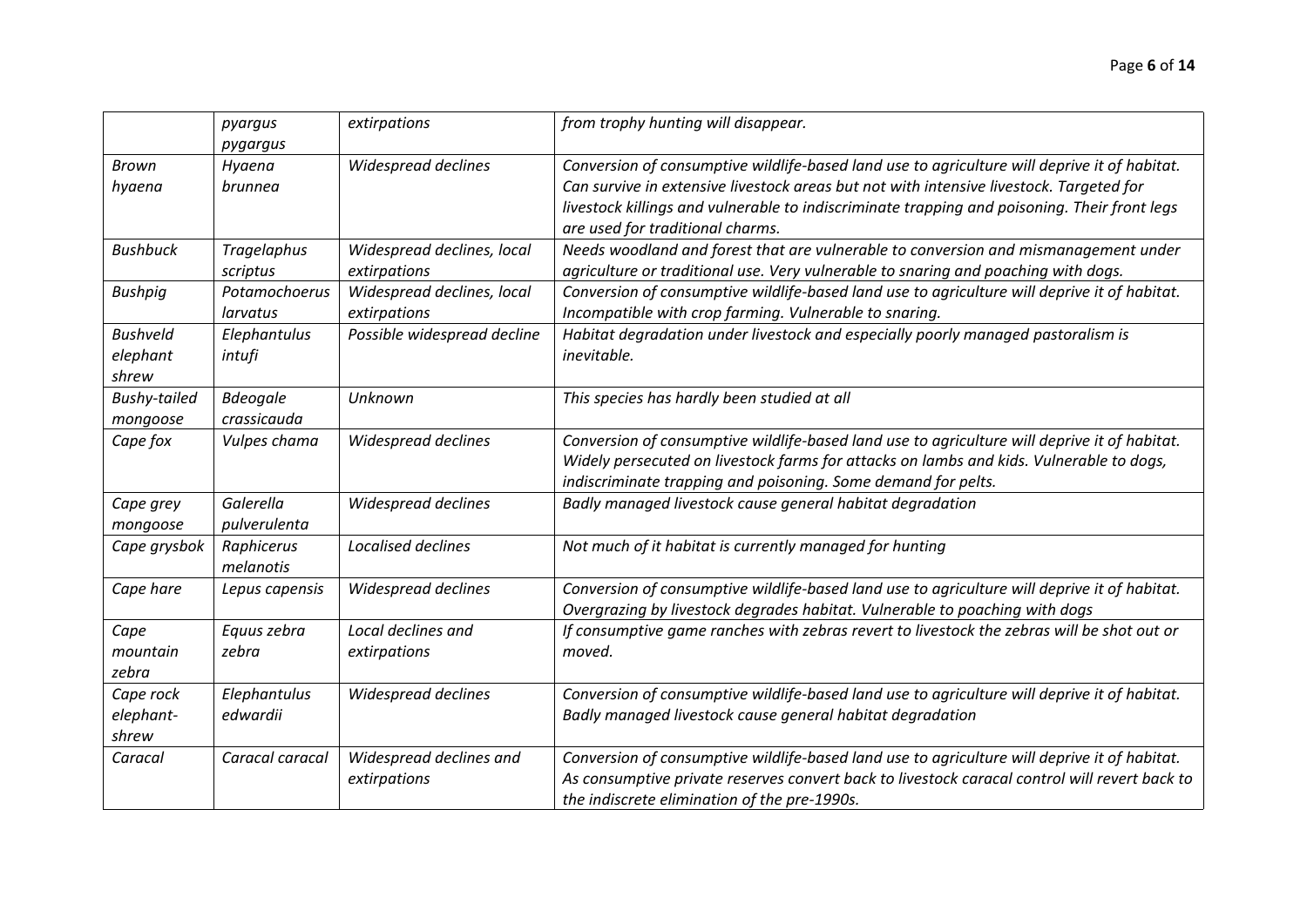| | | | |
|---|---|---|---|
| | *pyargus pygargus* | *extirpations* | *from trophy hunting will disappear.* |
| *Brown hyaena* | *Hyaena brunnea* | *Widespread declines* | *Conversion of consumptive wildlife-based land use to agriculture will deprive it of habitat. Can survive in extensive livestock areas but not with intensive livestock. Targeted for livestock killings and vulnerable to indiscriminate trapping and poisoning. Their front legs are used for traditional charms.* |
| *Bushbuck* | *Tragelaphus scriptus* | *Widespread declines, local extirpations* | *Needs woodland and forest that are vulnerable to conversion and mismanagement under agriculture or traditional use. Very vulnerable to snaring and poaching with dogs.* |
| *Bushpig* | *Potamochoerus larvatus* | *Widespread declines, local extirpations* | *Conversion of consumptive wildlife-based land use to agriculture will deprive it of habitat. Incompatible with crop farming. Vulnerable to snaring.* |
| *Bushveld elephant shrew* | *Elephantulus intufi* | *Possible widespread decline* | *Habitat degradation under livestock and especially poorly managed pastoralism is inevitable.* |
| *Bushy-tailed mongoose* | *Bdeogale crassicauda* | *Unknown* | *This species has hardly been studied at all* |
| *Cape fox* | *Vulpes chama* | *Widespread declines* | *Conversion of consumptive wildlife-based land use to agriculture will deprive it of habitat. Widely persecuted on livestock farms for attacks on lambs and kids. Vulnerable to dogs, indiscriminate trapping and poisoning. Some demand for pelts.* |
| *Cape grey mongoose* | *Galerella pulverulenta* | *Widespread declines* | *Badly managed livestock cause general habitat degradation* |
| *Cape grysbok* | *Raphicerus melanotis* | *Localised declines* | *Not much of it habitat is currently managed for hunting* |
| *Cape hare* | *Lepus capensis* | *Widespread declines* | *Conversion of consumptive wildlife-based land use to agriculture will deprive it of habitat. Overgrazing by livestock degrades habitat. Vulnerable to poaching with dogs* |
| *Cape mountain zebra* | *Equus zebra zebra* | *Local declines and extirpations* | *If consumptive game ranches with zebras revert to livestock the zebras will be shot out or moved.* |
| *Cape rock elephant-shrew* | *Elephantulus edwardii* | *Widespread declines* | *Conversion of consumptive wildlife-based land use to agriculture will deprive it of habitat. Badly managed livestock cause general habitat degradation* |
| *Caracal* | *Caracal caracal* | *Widespread declines and extirpations* | *Conversion of consumptive wildlife-based land use to agriculture will deprive it of habitat. As consumptive private reserves convert back to livestock caracal control will revert back to the indiscrete elimination of the pre-1990s.* |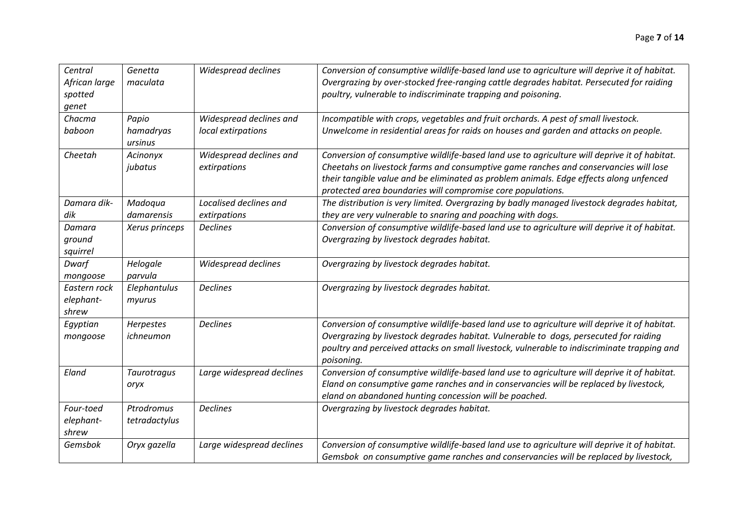| *Central African large spotted genet* | *Genetta maculata* | *Widespread declines* | *Conversion of consumptive wildlife-based land use to agriculture will deprive it of habitat. Overgrazing by over-stocked free-ranging cattle degrades habitat. Persecuted for raiding poultry, vulnerable to indiscriminate trapping and poisoning.* |
|---|---|---|---|
| *Chacma baboon* | *Papio hamadryas ursinus* | *Widespread declines and local extirpations* | *Incompatible with crops, vegetables and fruit orchards. A pest of small livestock. Unwelcome in residential areas for raids on houses and garden and attacks on people.* |
| *Cheetah* | *Acinonyx jubatus* | *Widespread declines and extirpations* | *Conversion of consumptive wildlife-based land use to agriculture will deprive it of habitat. Cheetahs on livestock farms and consumptive game ranches and conservancies will lose their tangible value and be eliminated as problem animals. Edge effects along unfenced protected area boundaries will compromise core populations.* |
| *Damara dik-dik* | *Madoqua damarensis* | *Localised declines and extirpations* | *The distribution is very limited. Overgrazing by badly managed livestock degrades habitat, they are very vulnerable to snaring and poaching with dogs.* |
| *Damara ground squirrel* | *Xerus princeps* | *Declines* | *Conversion of consumptive wildlife-based land use to agriculture will deprive it of habitat. Overgrazing by livestock degrades habitat.* |
| *Dwarf mongoose* | *Helogale parvula* | *Widespread declines* | *Overgrazing by livestock degrades habitat.* |
| *Eastern rock elephant-shrew* | *Elephantulus myurus* | *Declines* | *Overgrazing by livestock degrades habitat.* |
| *Egyptian mongoose* | *Herpestes ichneumon* | *Declines* | *Conversion of consumptive wildlife-based land use to agriculture will deprive it of habitat. Overgrazing by livestock degrades habitat. Vulnerable to dogs, persecuted for raiding poultry and perceived attacks on small livestock, vulnerable to indiscriminate trapping and poisoning.* |
| *Eland* | *Taurotragus oryx* | *Large widespread declines* | *Conversion of consumptive wildlife-based land use to agriculture will deprive it of habitat. Eland on consumptive game ranches and in conservancies will be replaced by livestock, eland on abandoned hunting concession will be poached.* |
| *Four-toed elephant-shrew* | *Ptrodromus tetradactylus* | *Declines* | *Overgrazing by livestock degrades habitat.* |
| *Gemsbok* | *Oryx gazella* | *Large widespread declines* | *Conversion of consumptive wildlife-based land use to agriculture will deprive it of habitat. Gemsbok on consumptive game ranches and conservancies will be replaced by livestock,* |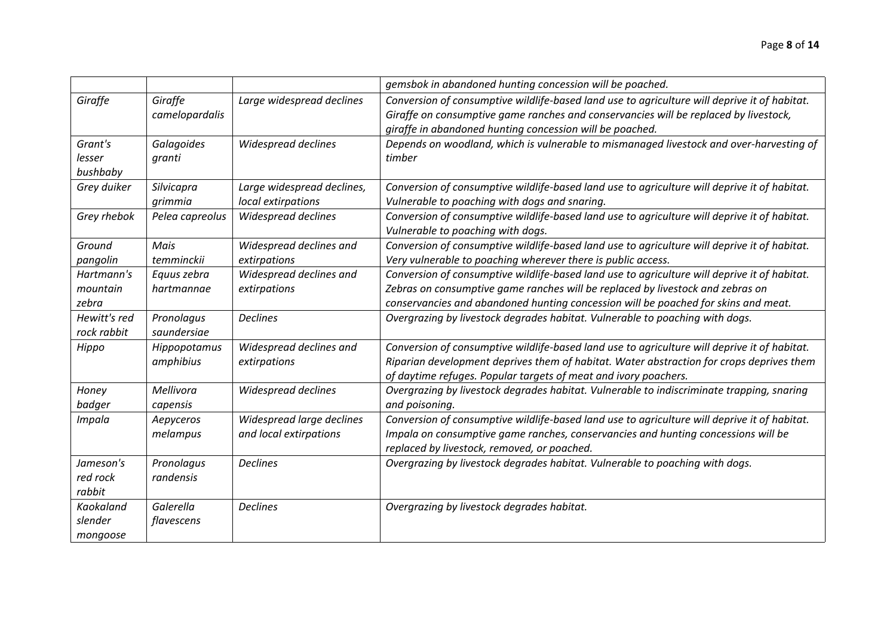| | | | |
|---|---|---|---|
| | | | *gemsbok in abandoned hunting concession will be poached.* |
| *Giraffe* | *Giraffe camelopardalis* | *Large widespread declines* | *Conversion of consumptive wildlife-based land use to agriculture will deprive it of habitat. Giraffe on consumptive game ranches and conservancies will be replaced by livestock, giraffe in abandoned hunting concession will be poached.* |
| *Grant's lesser bushbaby* | *Galagoides granti* | *Widespread declines* | *Depends on woodland, which is vulnerable to mismanaged livestock and over-harvesting of timber* |
| *Grey duiker* | *Silvicapra grimmia* | *Large widespread declines, local extirpations* | *Conversion of consumptive wildlife-based land use to agriculture will deprive it of habitat. Vulnerable to poaching with dogs and snaring.* |
| *Grey rhebok* | *Pelea capreolus* | *Widespread declines* | *Conversion of consumptive wildlife-based land use to agriculture will deprive it of habitat. Vulnerable to poaching with dogs.* |
| *Ground pangolin* | *Mais temminckii* | *Widespread declines and extirpations* | *Conversion of consumptive wildlife-based land use to agriculture will deprive it of habitat. Very vulnerable to poaching wherever there is public access.* |
| *Hartmann's mountain zebra* | *Equus zebra hartmannae* | *Widespread declines and extirpations* | *Conversion of consumptive wildlife-based land use to agriculture will deprive it of habitat. Zebras on consumptive game ranches will be replaced by livestock and zebras on conservancies and abandoned hunting concession will be poached for skins and meat.* |
| *Hewitt's red rock rabbit* | *Pronolagus saundersiae* | *Declines* | *Overgrazing by livestock degrades habitat. Vulnerable to poaching with dogs.* |
| *Hippo* | *Hippopotamus amphibius* | *Widespread declines and extirpations* | *Conversion of consumptive wildlife-based land use to agriculture will deprive it of habitat. Riparian development deprives them of habitat. Water abstraction for crops deprives them of daytime refuges. Popular targets of meat and ivory poachers.* |
| *Honey badger* | *Mellivora capensis* | *Widespread declines* | *Overgrazing by livestock degrades habitat. Vulnerable to indiscriminate trapping, snaring and poisoning.* |
| *Impala* | *Aepyceros melampus* | *Widespread large declines and local extirpations* | *Conversion of consumptive wildlife-based land use to agriculture will deprive it of habitat. Impala on consumptive game ranches, conservancies and hunting concessions will be replaced by livestock, removed, or poached.* |
| *Jameson's red rock rabbit* | *Pronolagus randensis* | *Declines* | *Overgrazing by livestock degrades habitat. Vulnerable to poaching with dogs.* |
| *Kaokaland slender mongoose* | *Galerella flavescens* | *Declines* | *Overgrazing by livestock degrades habitat.* |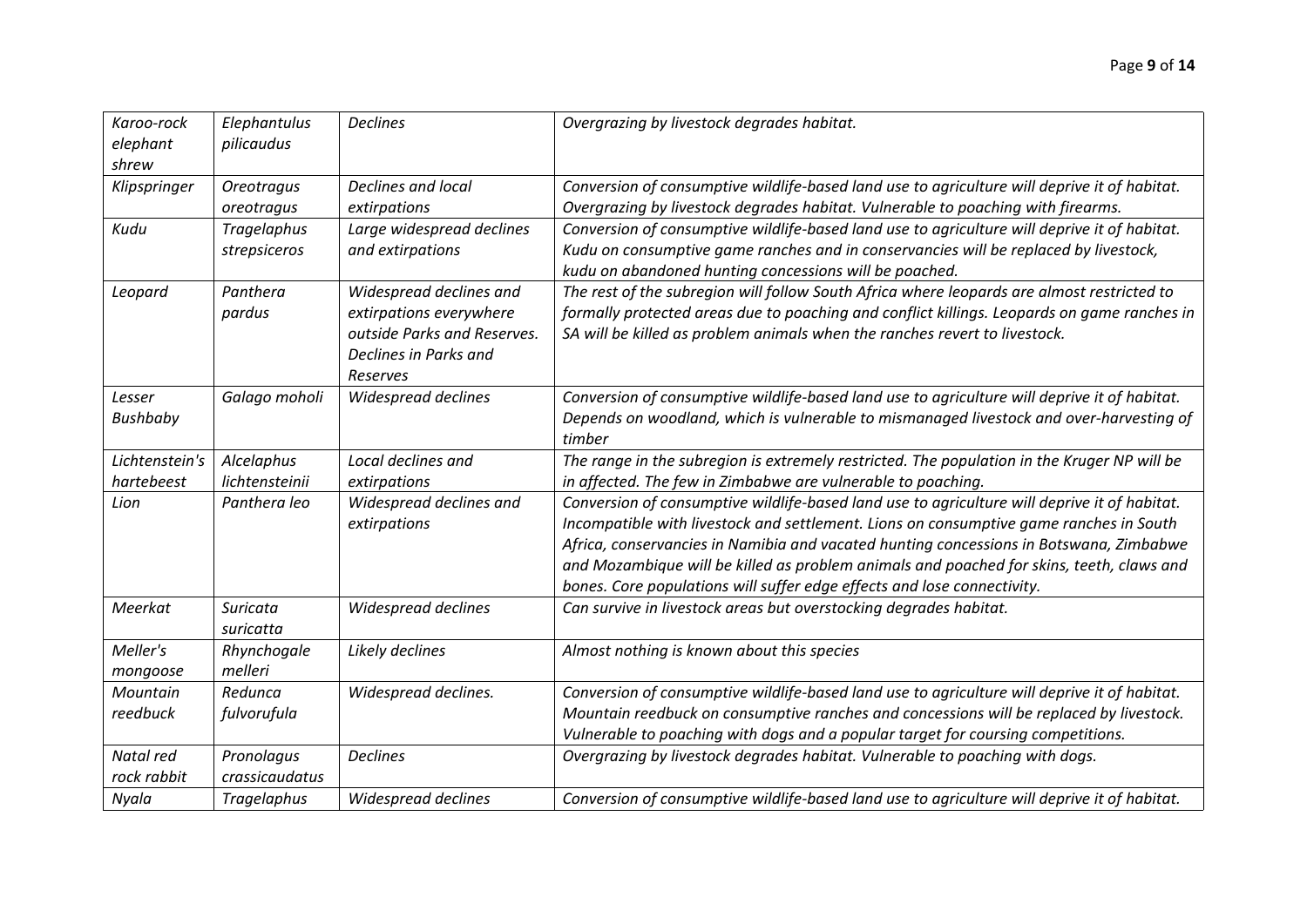| *Karoo-rock elephant shrew* | *Elephantulus pilicaudus* | *Declines* | *Overgrazing by livestock degrades habitat.* |
|---|---|---|---|
| *Klipspringer* | *Oreotragus oreotragus* | *Declines and local extirpations* | *Conversion of consumptive wildlife-based land use to agriculture will deprive it of habitat. Overgrazing by livestock degrades habitat. Vulnerable to poaching with firearms.* |
| *Kudu* | *Tragelaphus strepsiceros* | *Large widespread declines and extirpations* | *Conversion of consumptive wildlife-based land use to agriculture will deprive it of habitat. Kudu on consumptive game ranches and in conservancies will be replaced by livestock, kudu on abandoned hunting concessions will be poached.* |
| *Leopard* | *Panthera pardus* | *Widespread declines and extirpations everywhere outside Parks and Reserves. Declines in Parks and Reserves* | *The rest of the subregion will follow South Africa where leopards are almost restricted to formally protected areas due to poaching and conflict killings. Leopards on game ranches in SA will be killed as problem animals when the ranches revert to livestock.* |
| *Lesser Bushbaby* | *Galago moholi* | *Widespread declines* | *Conversion of consumptive wildlife-based land use to agriculture will deprive it of habitat. Depends on woodland, which is vulnerable to mismanaged livestock and over-harvesting of timber* |
| *Lichtenstein's hartebeest* | *Alcelaphus lichtensteinii* | *Local declines and extirpations* | *The range in the subregion is extremely restricted. The population in the Kruger NP will be in affected. The few in Zimbabwe are vulnerable to poaching.* |
| *Lion* | *Panthera leo* | *Widespread declines and extirpations* | *Conversion of consumptive wildlife-based land use to agriculture will deprive it of habitat. Incompatible with livestock and settlement. Lions on consumptive game ranches in South Africa, conservancies in Namibia and vacated hunting concessions in Botswana, Zimbabwe and Mozambique will be killed as problem animals and poached for skins, teeth, claws and bones. Core populations will suffer edge effects and lose connectivity.* |
| *Meerkat* | *Suricata suricatta* | *Widespread declines* | *Can survive in livestock areas but overstocking degrades habitat.* |
| *Meller's mongoose* | *Rhynchogale melleri* | *Likely declines* | *Almost nothing is known about this species* |
| *Mountain reedbuck* | *Redunca fulvorufula* | *Widespread declines.* | *Conversion of consumptive wildlife-based land use to agriculture will deprive it of habitat. Mountain reedbuck on consumptive ranches and concessions will be replaced by livestock. Vulnerable to poaching with dogs and a popular target for coursing competitions.* |
| *Natal red rock rabbit* | *Pronolagus crassicaudatus* | *Declines* | *Overgrazing by livestock degrades habitat. Vulnerable to poaching with dogs.* |
| *Nyala* | *Tragelaphus* | *Widespread declines* | *Conversion of consumptive wildlife-based land use to agriculture will deprive it of habitat.* |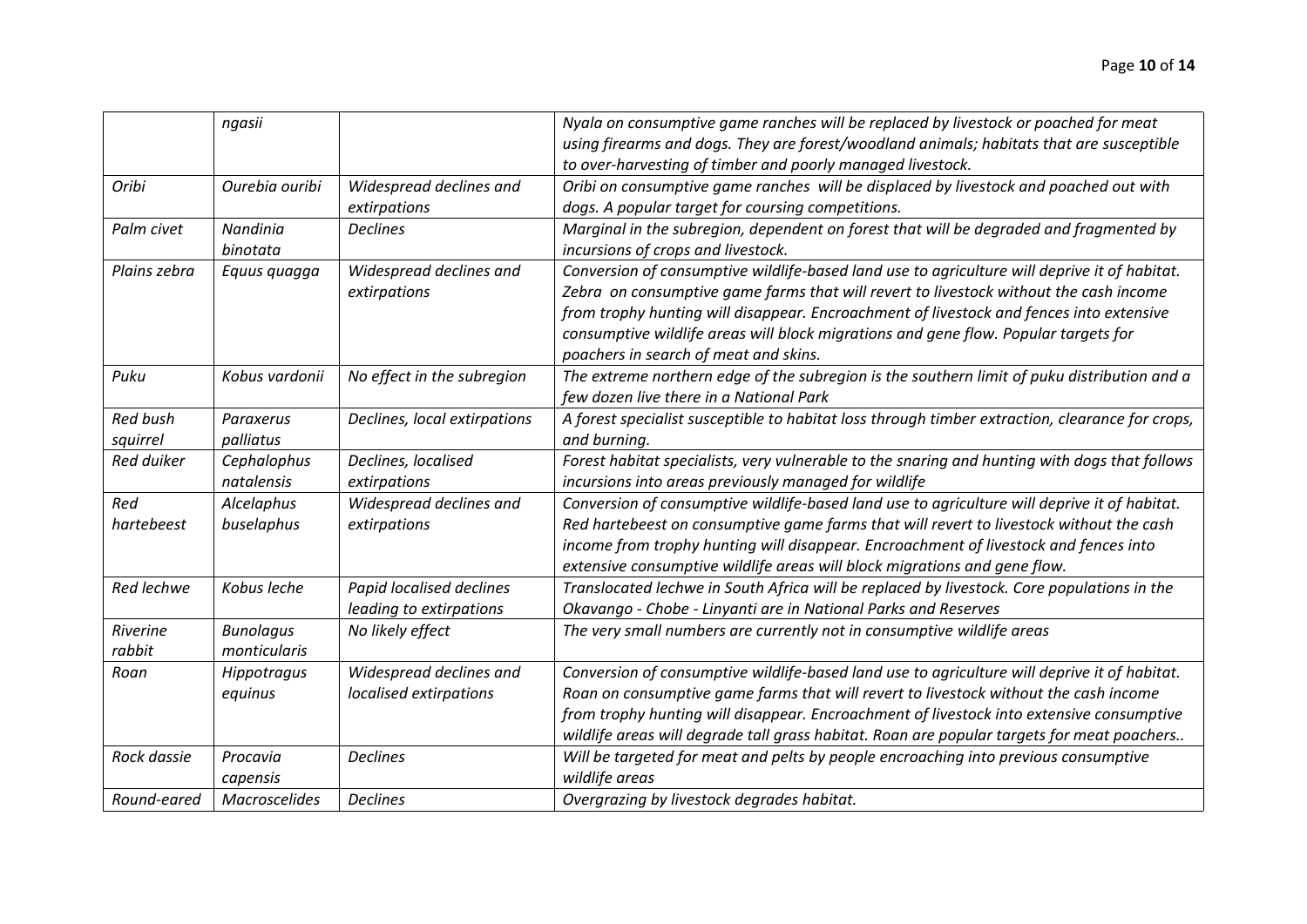| | | | |
|---|---|---|---|
| | *ngasii* | | *Nyala on consumptive game ranches will be replaced by livestock or poached for meat using firearms and dogs. They are forest/woodland animals; habitats that are susceptible to over-harvesting of timber and poorly managed livestock.* |
| *Oribi* | *Ourebia ouribi* | *Widespread declines and extirpations* | *Oribi on consumptive game ranches will be displaced by livestock and poached out with dogs. A popular target for coursing competitions.* |
| *Palm civet* | *Nandinia binotata* | *Declines* | *Marginal in the subregion, dependent on forest that will be degraded and fragmented by incursions of crops and livestock.* |
| *Plains zebra* | *Equus quagga* | *Widespread declines and extirpations* | *Conversion of consumptive wildlife-based land use to agriculture will deprive it of habitat. Zebra on consumptive game farms that will revert to livestock without the cash income from trophy hunting will disappear. Encroachment of livestock and fences into extensive consumptive wildlife areas will block migrations and gene flow. Popular targets for poachers in search of meat and skins.* |
| *Puku* | *Kobus vardonii* | *No effect in the subregion* | *The extreme northern edge of the subregion is the southern limit of puku distribution and a few dozen live there in a National Park* |
| *Red bush squirrel* | *Paraxerus palliatus* | *Declines, local extirpations* | *A forest specialist susceptible to habitat loss through timber extraction, clearance for crops, and burning.* |
| *Red duiker* | *Cephalophus natalensis* | *Declines, localised extirpations* | *Forest habitat specialists, very vulnerable to the snaring and hunting with dogs that follows incursions into areas previously managed for wildlife* |
| *Red hartebeest* | *Alcelaphus buselaphus* | *Widespread declines and extirpations* | *Conversion of consumptive wildlife-based land use to agriculture will deprive it of habitat. Red hartebeest on consumptive game farms that will revert to livestock without the cash income from trophy hunting will disappear. Encroachment of livestock and fences into extensive consumptive wildlife areas will block migrations and gene flow.* |
| *Red lechwe* | *Kobus leche* | *Papid localised declines leading to extirpations* | *Translocated lechwe in South Africa will be replaced by livestock. Core populations in the Okavango - Chobe - Linyanti are in National Parks and Reserves* |
| *Riverine rabbit* | *Bunolagus monticularis* | *No likely effect* | *The very small numbers are currently not in consumptive wildlife areas* |
| *Roan* | *Hippotragus equinus* | *Widespread declines and localised extirpations* | *Conversion of consumptive wildlife-based land use to agriculture will deprive it of habitat. Roan on consumptive game farms that will revert to livestock without the cash income from trophy hunting will disappear. Encroachment of livestock into extensive consumptive wildlife areas will degrade tall grass habitat. Roan are popular targets for meat poachers..* |
| *Rock dassie* | *Procavia capensis* | *Declines* | *Will be targeted for meat and pelts by people encroaching into previous consumptive wildlife areas* |
| *Round-eared* | *Macroscelides* | *Declines* | *Overgrazing by livestock degrades habitat.* |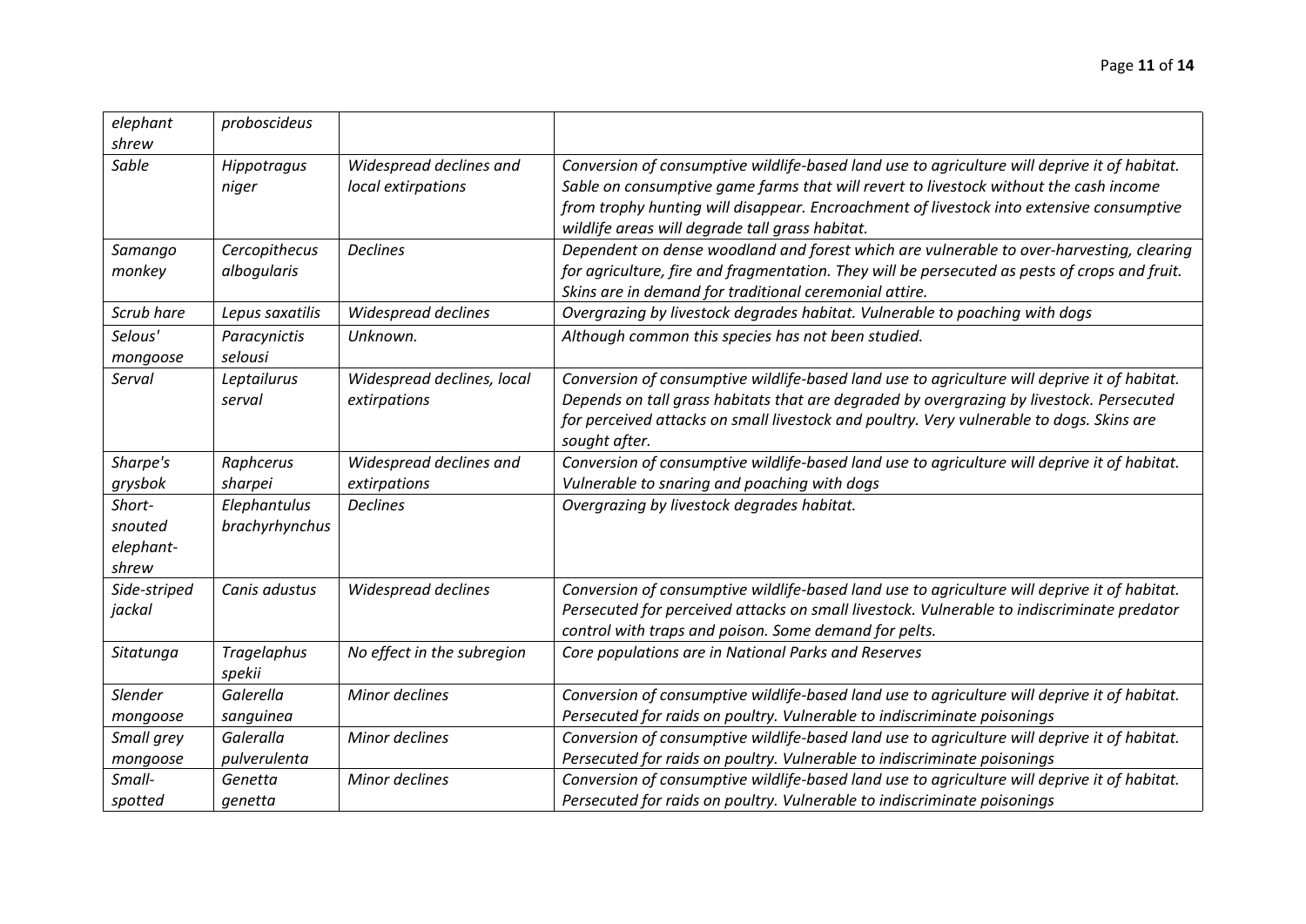| | | | |
|---|---|---|---|
| *elephant shrew* | *proboscideus* | | |
| *Sable* | *Hippotragus niger* | *Widespread declines and local extirpations* | *Conversion of consumptive wildlife-based land use to agriculture will deprive it of habitat. Sable on consumptive game farms that will revert to livestock without the cash income from trophy hunting will disappear. Encroachment of livestock into extensive consumptive wildlife areas will degrade tall grass habitat.* |
| *Samango monkey* | *Cercopithecus albogularis* | *Declines* | *Dependent on dense woodland and forest which are vulnerable to over-harvesting, clearing for agriculture, fire and fragmentation. They will be persecuted as pests of crops and fruit. Skins are in demand for traditional ceremonial attire.* |
| *Scrub hare* | *Lepus saxatilis* | *Widespread declines* | *Overgrazing by livestock degrades habitat. Vulnerable to poaching with dogs* |
| *Selous' mongoose* | *Paracynictis selousi* | *Unknown.* | *Although common this species has not been studied.* |
| *Serval* | *Leptailurus serval* | *Widespread declines, local extirpations* | *Conversion of consumptive wildlife-based land use to agriculture will deprive it of habitat. Depends on tall grass habitats that are degraded by overgrazing by livestock. Persecuted for perceived attacks on small livestock and poultry. Very vulnerable to dogs. Skins are sought after.* |
| *Sharpe's grysbok* | *Raphcerus sharpei* | *Widespread declines and extirpations* | *Conversion of consumptive wildlife-based land use to agriculture will deprive it of habitat. Vulnerable to snaring and poaching with dogs* |
| *Short-snouted elephant-shrew* | *Elephantulus brachyrhynchus* | *Declines* | *Overgrazing by livestock degrades habitat.* |
| *Side-striped jackal* | *Canis adustus* | *Widespread declines* | *Conversion of consumptive wildlife-based land use to agriculture will deprive it of habitat. Persecuted for perceived attacks on small livestock. Vulnerable to indiscriminate predator control with traps and poison. Some demand for pelts.* |
| *Sitatunga* | *Tragelaphus spekii* | *No effect in the subregion* | *Core populations are in National Parks and Reserves* |
| *Slender mongoose* | *Galerella sanguinea* | *Minor declines* | *Conversion of consumptive wildlife-based land use to agriculture will deprive it of habitat. Persecuted for raids on poultry. Vulnerable to indiscriminate poisonings* |
| *Small grey mongoose* | *Galeralla pulverulenta* | *Minor declines* | *Conversion of consumptive wildlife-based land use to agriculture will deprive it of habitat. Persecuted for raids on poultry. Vulnerable to indiscriminate poisonings* |
| *Small-spotted* | *Genetta genetta* | *Minor declines* | *Conversion of consumptive wildlife-based land use to agriculture will deprive it of habitat. Persecuted for raids on poultry. Vulnerable to indiscriminate poisonings* |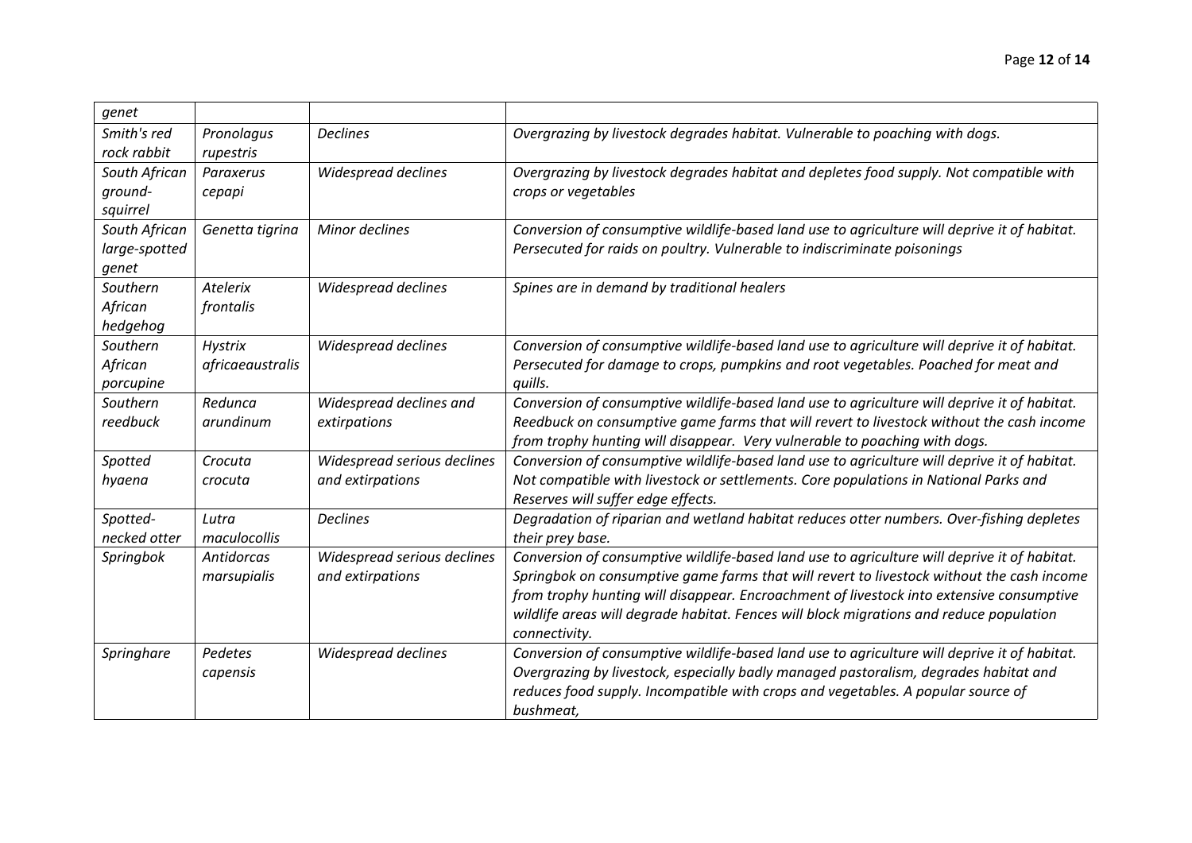| | | | |
|---|---|---|---|
| *genet* | | | |
| *Smith's red rock rabbit* | *Pronolagus rupestris* | *Declines* | *Overgrazing by livestock degrades habitat. Vulnerable to poaching with dogs.* |
| *South African ground-squirrel* | *Paraxerus cepapi* | *Widespread declines* | *Overgrazing by livestock degrades habitat and depletes food supply. Not compatible with crops or vegetables* |
| *South African large-spotted genet* | *Genetta tigrina* | *Minor declines* | *Conversion of consumptive wildlife-based land use to agriculture will deprive it of habitat. Persecuted for raids on poultry. Vulnerable to indiscriminate poisonings* |
| *Southern African hedgehog* | *Atelerix frontalis* | *Widespread declines* | *Spines are in demand by traditional healers* |
| *Southern African porcupine* | *Hystrix africaeaustralis* | *Widespread declines* | *Conversion of consumptive wildlife-based land use to agriculture will deprive it of habitat. Persecuted for damage to crops, pumpkins and root vegetables. Poached for meat and quills.* |
| *Southern reedbuck* | *Redunca arundinum* | *Widespread declines and extirpations* | *Conversion of consumptive wildlife-based land use to agriculture will deprive it of habitat. Reedbuck on consumptive game farms that will revert to livestock without the cash income from trophy hunting will disappear. Very vulnerable to poaching with dogs.* |
| *Spotted hyaena* | *Crocuta crocuta* | *Widespread serious declines and extirpations* | *Conversion of consumptive wildlife-based land use to agriculture will deprive it of habitat. Not compatible with livestock or settlements. Core populations in National Parks and Reserves will suffer edge effects.* |
| *Spotted-necked otter* | *Lutra maculocollis* | *Declines* | *Degradation of riparian and wetland habitat reduces otter numbers. Over-fishing depletes their prey base.* |
| *Springbok* | *Antidorcas marsupialis* | *Widespread serious declines and extirpations* | *Conversion of consumptive wildlife-based land use to agriculture will deprive it of habitat. Springbok on consumptive game farms that will revert to livestock without the cash income from trophy hunting will disappear. Encroachment of livestock into extensive consumptive wildlife areas will degrade habitat. Fences will block migrations and reduce population connectivity.* |
| *Springhare* | *Pedetes capensis* | *Widespread declines* | *Conversion of consumptive wildlife-based land use to agriculture will deprive it of habitat. Overgrazing by livestock, especially badly managed pastoralism, degrades habitat and reduces food supply. Incompatible with crops and vegetables. A popular source of bushmeat,* |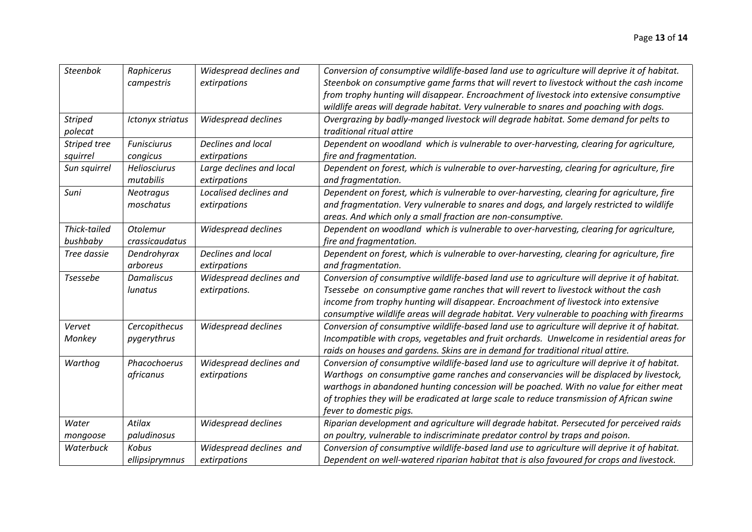| *Steenbok* | *Raphicerus campestris* | *Widespread declines and extirpations* | *Conversion of consumptive wildlife-based land use to agriculture will deprive it of habitat. Steenbok on consumptive game farms that will revert to livestock without the cash income from trophy hunting will disappear. Encroachment of livestock into extensive consumptive wildlife areas will degrade habitat. Very vulnerable to snares and poaching with dogs.* |
|---|---|---|---|
| *Striped polecat* | *Ictonyx striatus* | *Widespread declines* | *Overgrazing by badly-manged livestock will degrade habitat. Some demand for pelts to traditional ritual attire* |
| *Striped tree squirrel* | *Funisciurus congicus* | *Declines and local extirpations* | *Dependent on woodland which is vulnerable to over-harvesting, clearing for agriculture, fire and fragmentation.* |
| *Sun squirrel* | *Heliosciurus mutabilis* | *Large declines and local extirpations* | *Dependent on forest, which is vulnerable to over-harvesting, clearing for agriculture, fire and fragmentation.* |
| *Suni* | *Neotragus moschatus* | *Localised declines and extirpations* | *Dependent on forest, which is vulnerable to over-harvesting, clearing for agriculture, fire and fragmentation. Very vulnerable to snares and dogs, and largely restricted to wildlife areas. And which only a small fraction are non-consumptive.* |
| *Thick-tailed bushbaby* | *Otolemur crassicaudatus* | *Widespread declines* | *Dependent on woodland which is vulnerable to over-harvesting, clearing for agriculture, fire and fragmentation.* |
| *Tree dassie* | *Dendrohyrax arboreus* | *Declines and local extirpations* | *Dependent on forest, which is vulnerable to over-harvesting, clearing for agriculture, fire and fragmentation.* |
| *Tsessebe* | *Damaliscus lunatus* | *Widespread declines and extirpations.* | *Conversion of consumptive wildlife-based land use to agriculture will deprive it of habitat. Tsessebe on consumptive game ranches that will revert to livestock without the cash income from trophy hunting will disappear. Encroachment of livestock into extensive consumptive wildlife areas will degrade habitat. Very vulnerable to poaching with firearms* |
| *Vervet Monkey* | *Cercopithecus pygerythrus* | *Widespread declines* | *Conversion of consumptive wildlife-based land use to agriculture will deprive it of habitat. Incompatible with crops, vegetables and fruit orchards. Unwelcome in residential areas for raids on houses and gardens. Skins are in demand for traditional ritual attire.* |
| *Warthog* | *Phacochoerus africanus* | *Widespread declines and extirpations* | *Conversion of consumptive wildlife-based land use to agriculture will deprive it of habitat. Warthogs on consumptive game ranches and conservancies will be displaced by livestock, warthogs in abandoned hunting concession will be poached. With no value for either meat of trophies they will be eradicated at large scale to reduce transmission of African swine fever to domestic pigs.* |
| *Water mongoose* | *Atilax paludinosus* | *Widespread declines* | *Riparian development and agriculture will degrade habitat. Persecuted for perceived raids on poultry, vulnerable to indiscriminate predator control by traps and poison.* |
| *Waterbuck* | *Kobus ellipsiprymnus* | *Widespread declines and extirpations* | *Conversion of consumptive wildlife-based land use to agriculture will deprive it of habitat. Dependent on well-watered riparian habitat that is also favoured for crops and livestock.* |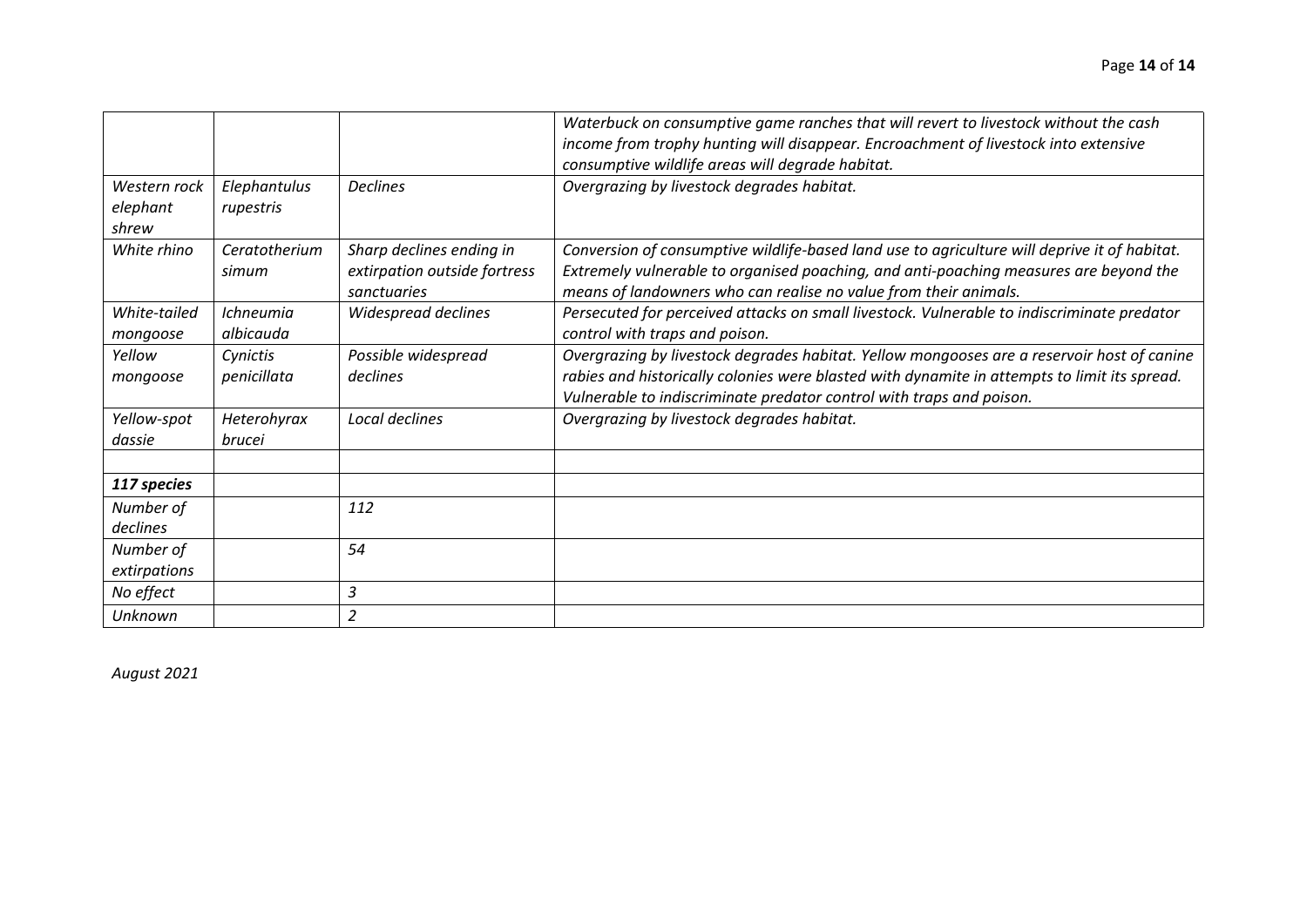| | | | |
|---|---|---|---|
| | | | *Waterbuck on consumptive game ranches that will revert to livestock without the cash income from trophy hunting will disappear. Encroachment of livestock into extensive consumptive wildlife areas will degrade habitat.* |
| *Western rock elephant shrew* | *Elephantulus rupestris* | *Declines* | *Overgrazing by livestock degrades habitat.* |
| *White rhino* | *Ceratotherium simum* | *Sharp declines ending in extirpation outside fortress sanctuaries* | *Conversion of consumptive wildlife-based land use to agriculture will deprive it of habitat. Extremely vulnerable to organised poaching, and anti-poaching measures are beyond the means of landowners who can realise no value from their animals.* |
| *White-tailed mongoose* | *Ichneumia albicauda* | *Widespread declines* | *Persecuted for perceived attacks on small livestock. Vulnerable to indiscriminate predator control with traps and poison.* |
| *Yellow mongoose* | *Cynictis penicillata* | *Possible widespread declines* | *Overgrazing by livestock degrades habitat. Yellow mongooses are a reservoir host of canine rabies and historically colonies were blasted with dynamite in attempts to limit its spread. Vulnerable to indiscriminate predator control with traps and poison.* |
| *Yellow-spot dassie* | *Heterohyrax brucei* | *Local declines* | *Overgrazing by livestock degrades habitat.* |
| | | | |
| ***117 species*** | | | |
| *Number of declines* | | *112* | |
| *Number of extirpations* | | *54* | |
| *No effect* | | *3* | |
| *Unknown* | | *2* | |

*August 2021*